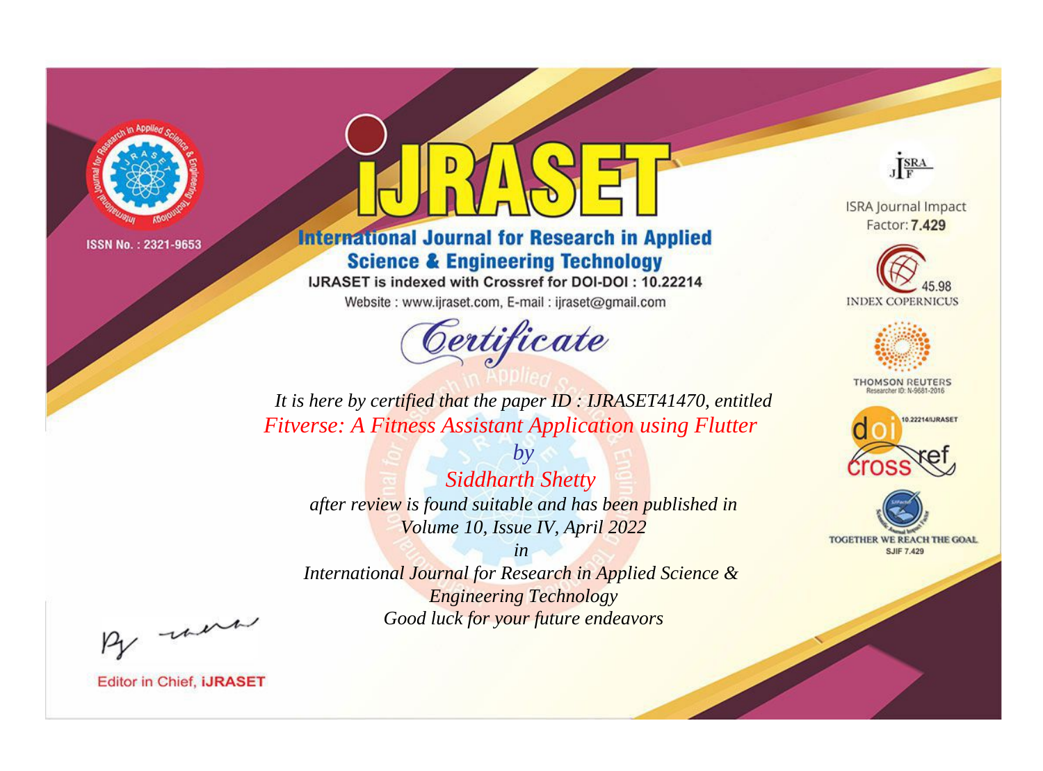ISSN No. : 2321-9653

# IJRASET

## International Journal for Research in Applied Science & Engineering Technology

IJRASET is indexed with Crossref for DOI-DOI : 10.22214

Website : www.ijraset.com, E-mail : ijraset@gmail.com

# Certificate

*It is here by certified that the paper ID : IJRASET41470, entitled*

*Fitverse: A Fitness Assistant Application using Flutter*

*by*

*Siddharth Shetty*

*after review is found suitable and has been published in*

*Volume 10, Issue IV, April 2022*

*in*

*International Journal for Research in Applied Science & Engineering Technology*

*Good luck for your future endeavors*

ISRA Journal Impact Factor: **7.429**

45.98 INDEX COPERNICUS

THOMSON REUTERS Researcher ID: N-9681-2016

10.22214/IJRASET

TOGETHER WE REACH THE GOAL SJIF 7.429

Editor in Chief, **IJRASET**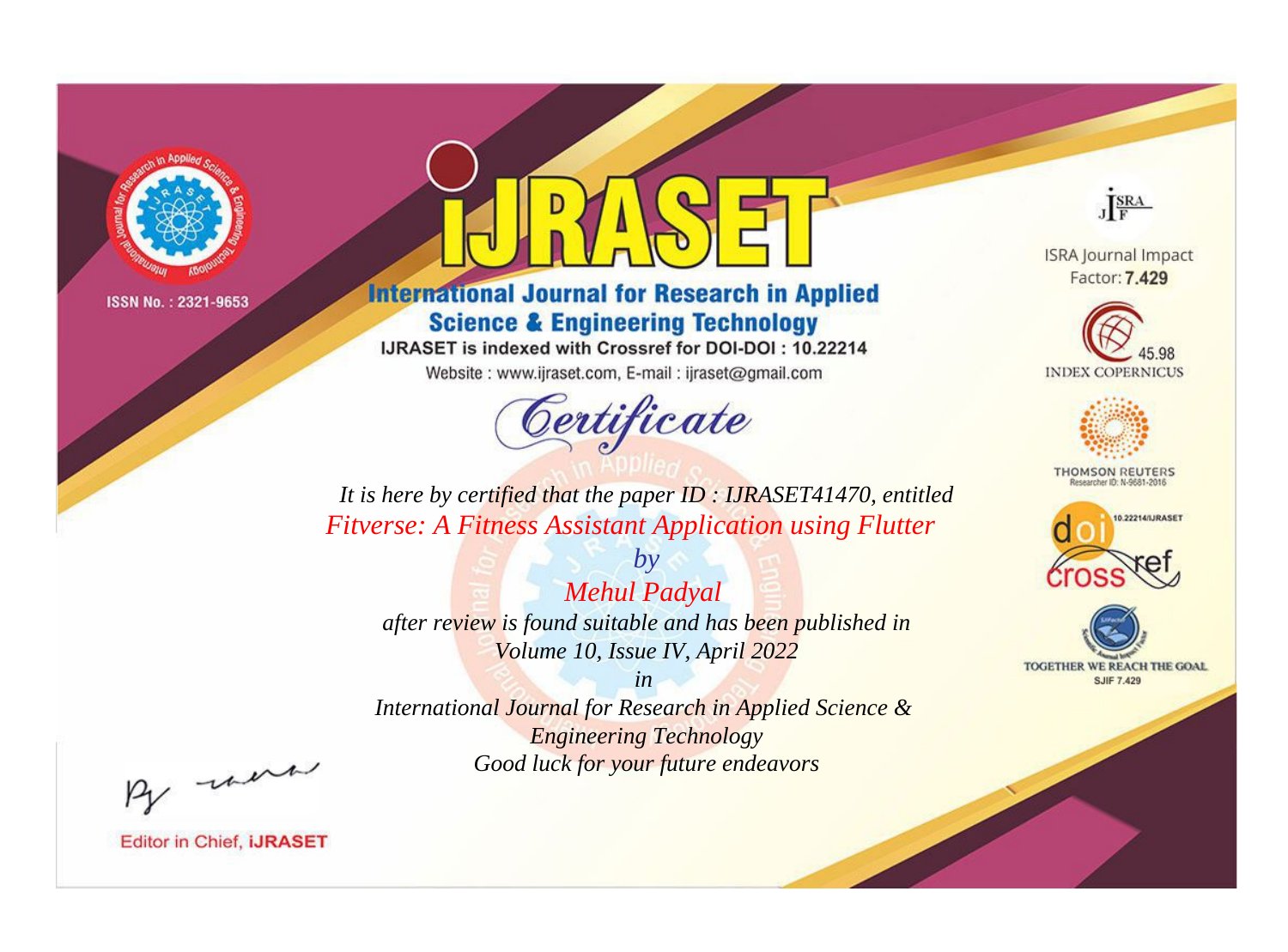ISSN No. : 2321-9653

# IJRASET

## International Journal for Research in Applied Science & Engineering Technology

IJRASET is indexed with Crossref for DOI-DOI : 10.22214

Website : www.ijraset.com, E-mail : ijraset@gmail.com

ISRA Journal Impact Factor: **7.429**

45.98 INDEX COPERNICUS

THOMSON REUTERS Researcher ID: N-9681-2016

10.22214/IJRASET

TOGETHER WE REACH THE GOAL SJIF 7.429

## *Certificate*

*It is here by certified that the paper ID : IJRASET41470, entitled*

*Fitverse: A Fitness Assistant Application using Flutter*

*by*

*Mehul Padyal*

*after review is found suitable and has been published in*

*Volume 10, Issue IV, April 2022*

*in*

*International Journal for Research in Applied Science & Engineering Technology*

*Good luck for your future endeavors*

Editor in Chief, **iJRASET**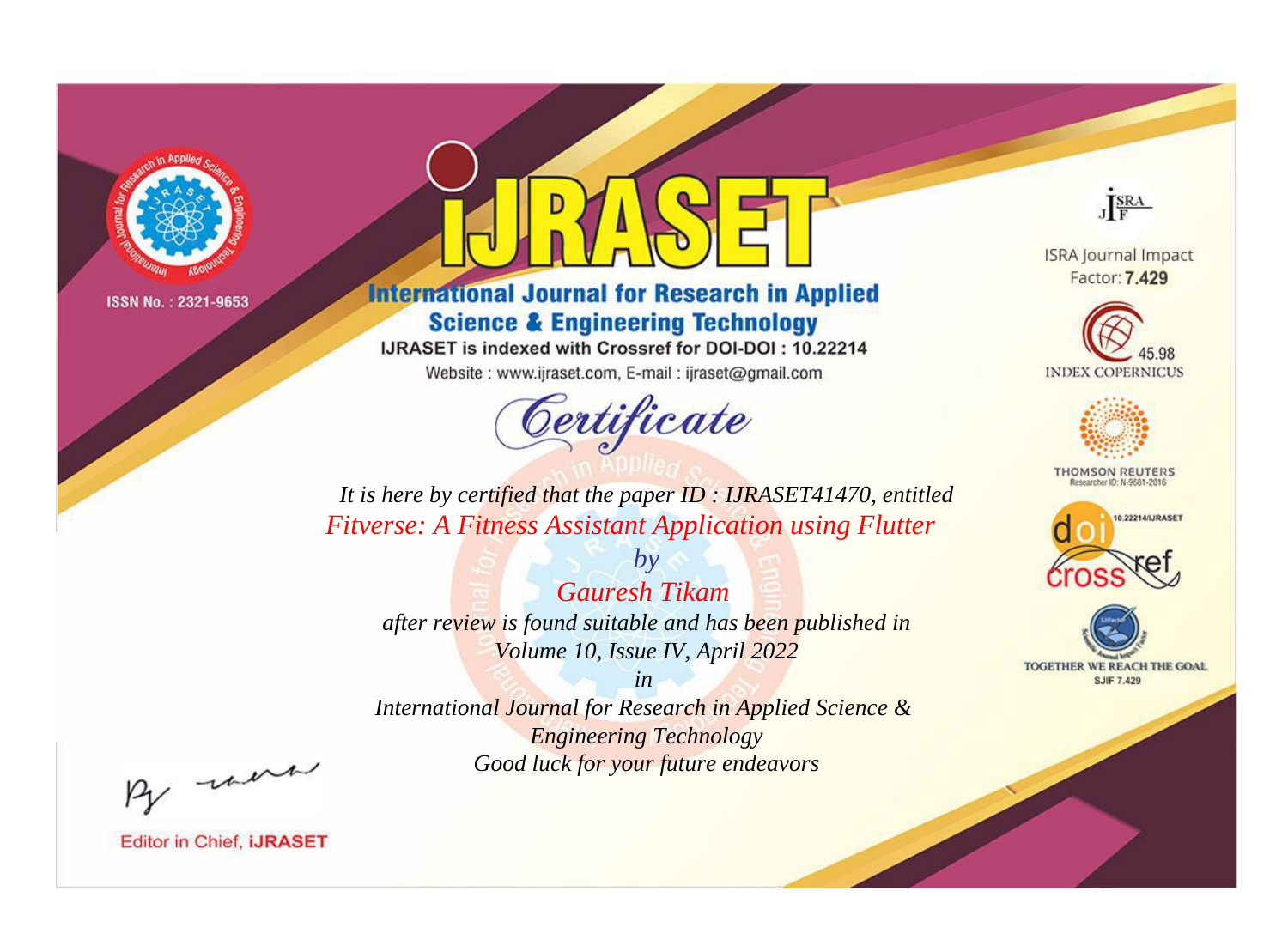ISSN No. : 2321-9653

# International Journal for Research in Applied Science & Engineering Technology

IJRASET is indexed with Crossref for DOI-DOI : 10.22214

Website : www.ijraset.com, E-mail : ijraset@gmail.com

## Certificate

*It is here by certified that the paper ID : IJRASET41470, entitled*

*Fitverse: A Fitness Assistant Application using Flutter*

*by*

*Gauresh Tikam*

*after review is found suitable and has been published in*

*Volume 10, Issue IV, April 2022*

*in*

*International Journal for Research in Applied Science & Engineering Technology*

*Good luck for your future endeavors*

ISRA Journal Impact Factor: **7.429**

45.98 INDEX COPERNICUS

THOMSON REUTERS Researcher ID: N-9681-2016

10.22214/IJRASET

TOGETHER WE REACH THE GOAL SJIF 7.429

Editor in Chief, **iJRASET**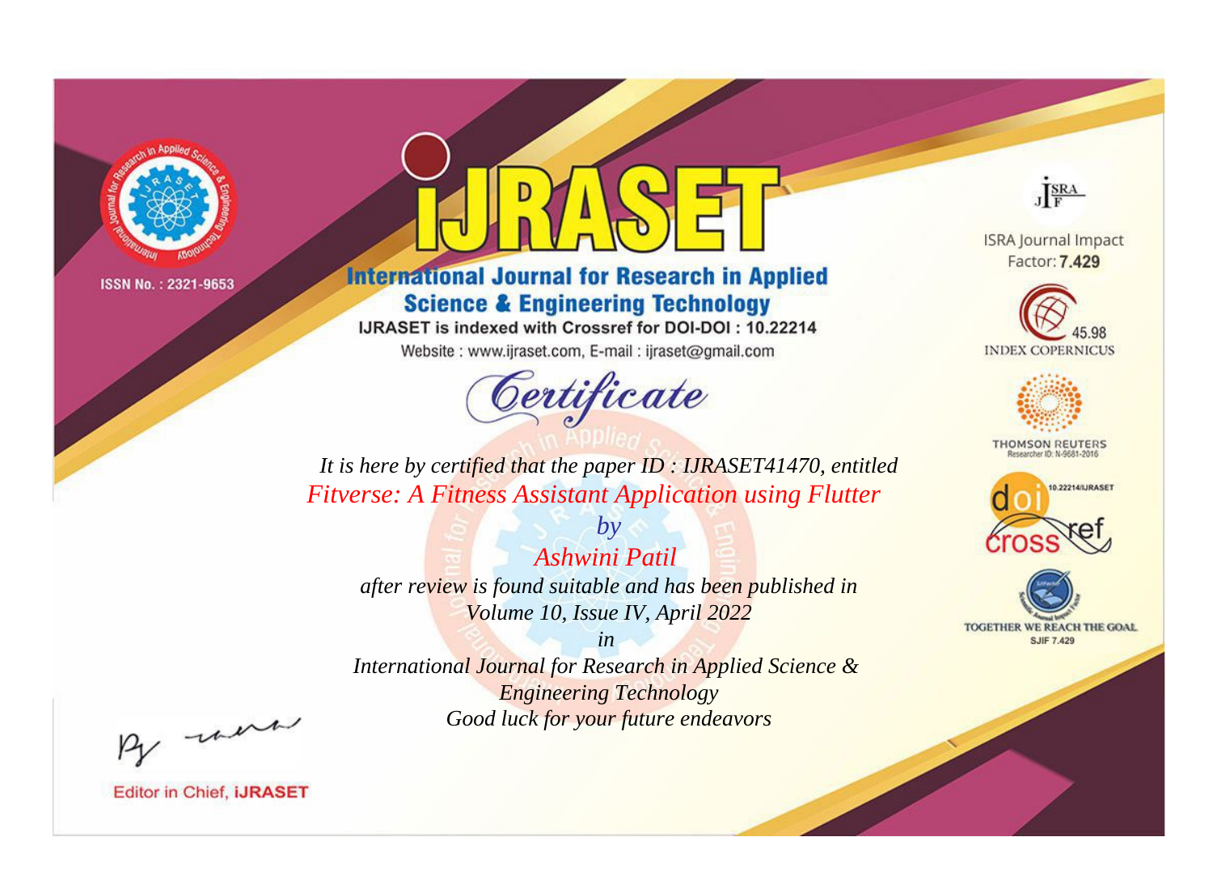ISSN No. : 2321-9653

# iJRASET

## International Journal for Research in Applied Science & Engineering Technology

IJRASET is indexed with Crossref for DOI-DOI : 10.22214

Website : www.ijraset.com, E-mail : ijraset@gmail.com

ISRA Journal Impact Factor: **7.429**

45.98 INDEX COPERNICUS

THOMSON REUTERS Researcher ID: N-9681-2016

10.22214/IJRASET

TOGETHER WE REACH THE GOAL SJIF 7.429

*Certificate*

*It is here by certified that the paper ID : IJRASET41470, entitled*

*Fitverse: A Fitness Assistant Application using Flutter*

*by*

*Ashwini Patil*

*after review is found suitable and has been published in*

*Volume 10, Issue IV, April 2022*

*in*

*International Journal for Research in Applied Science & Engineering Technology*

*Good luck for your future endeavors*

Editor in Chief, **iJRASET**